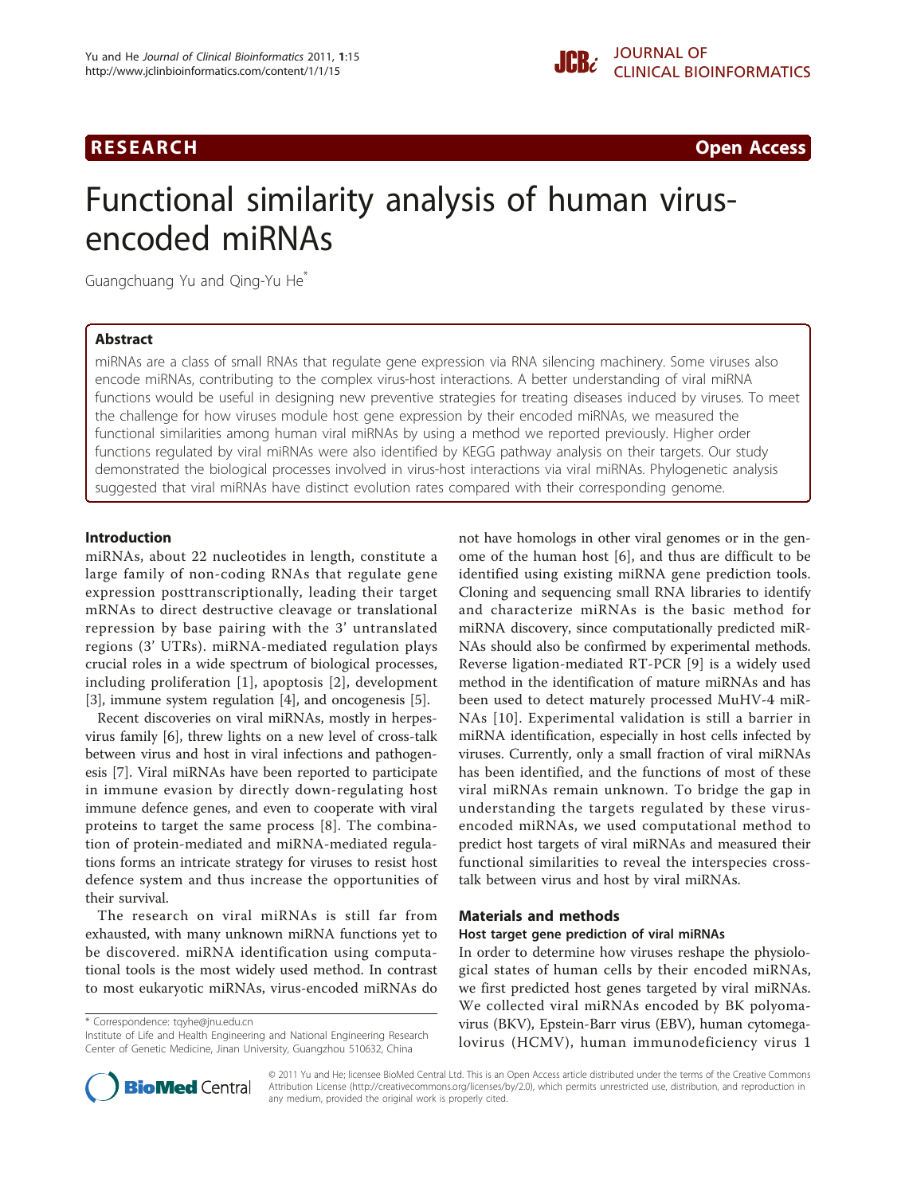RESEARCH Open Access

# Functional similarity analysis of human virus-encoded miRNAs

Guangchuang Yu and Qing-Yu He*

## Abstract

miRNAs are a class of small RNAs that regulate gene expression via RNA silencing machinery. Some viruses also encode miRNAs, contributing to the complex virus-host interactions. A better understanding of viral miRNA functions would be useful in designing new preventive strategies for treating diseases induced by viruses. To meet the challenge for how viruses module host gene expression by their encoded miRNAs, we measured the functional similarities among human viral miRNAs by using a method we reported previously. Higher order functions regulated by viral miRNAs were also identified by KEGG pathway analysis on their targets. Our study demonstrated the biological processes involved in virus-host interactions via viral miRNAs. Phylogenetic analysis suggested that viral miRNAs have distinct evolution rates compared with their corresponding genome.

## Introduction

miRNAs, about 22 nucleotides in length, constitute a large family of non-coding RNAs that regulate gene expression posttranscriptionally, leading their target mRNAs to direct destructive cleavage or translational repression by base pairing with the 3' untranslated regions (3' UTRs). miRNA-mediated regulation plays crucial roles in a wide spectrum of biological processes, including proliferation [1], apoptosis [2], development [3], immune system regulation [4], and oncogenesis [5].

Recent discoveries on viral miRNAs, mostly in herpesvirus family [6], threw lights on a new level of cross-talk between virus and host in viral infections and pathogenesis [7]. Viral miRNAs have been reported to participate in immune evasion by directly down-regulating host immune defence genes, and even to cooperate with viral proteins to target the same process [8]. The combination of protein-mediated and miRNA-mediated regulations forms an intricate strategy for viruses to resist host defence system and thus increase the opportunities of their survival.

The research on viral miRNAs is still far from exhausted, with many unknown miRNA functions yet to be discovered. miRNA identification using computational tools is the most widely used method. In contrast to most eukaryotic miRNAs, virus-encoded miRNAs do not have homologs in other viral genomes or in the genome of the human host [6], and thus are difficult to be identified using existing miRNA gene prediction tools. Cloning and sequencing small RNA libraries to identify and characterize miRNAs is the basic method for miRNA discovery, since computationally predicted miRNAs should also be confirmed by experimental methods. Reverse ligation-mediated RT-PCR [9] is a widely used method in the identification of mature miRNAs and has been used to detect maturely processed MuHV-4 miRNAs [10]. Experimental validation is still a barrier in miRNA identification, especially in host cells infected by viruses. Currently, only a small fraction of viral miRNAs has been identified, and the functions of most of these viral miRNAs remain unknown. To bridge the gap in understanding the targets regulated by these virus-encoded miRNAs, we used computational method to predict host targets of viral miRNAs and measured their functional similarities to reveal the interspecies cross-talk between virus and host by viral miRNAs.

## Materials and methods

### Host target gene prediction of viral miRNAs

In order to determine how viruses reshape the physiological states of human cells by their encoded miRNAs, we first predicted host genes targeted by viral miRNAs. We collected viral miRNAs encoded by BK polyomavirus (BKV), Epstein-Barr virus (EBV), human cytomegalovirus (HCMV), human immunodeficiency virus 1

* Correspondence: tqyhe@jnu.edu.cn
Institute of Life and Health Engineering and National Engineering Research Center of Genetic Medicine, Jinan University, Guangzhou 510632, China

© 2011 Yu and He; licensee BioMed Central Ltd. This is an Open Access article distributed under the terms of the Creative Commons Attribution License (http://creativecommons.org/licenses/by/2.0), which permits unrestricted use, distribution, and reproduction in any medium, provided the original work is properly cited.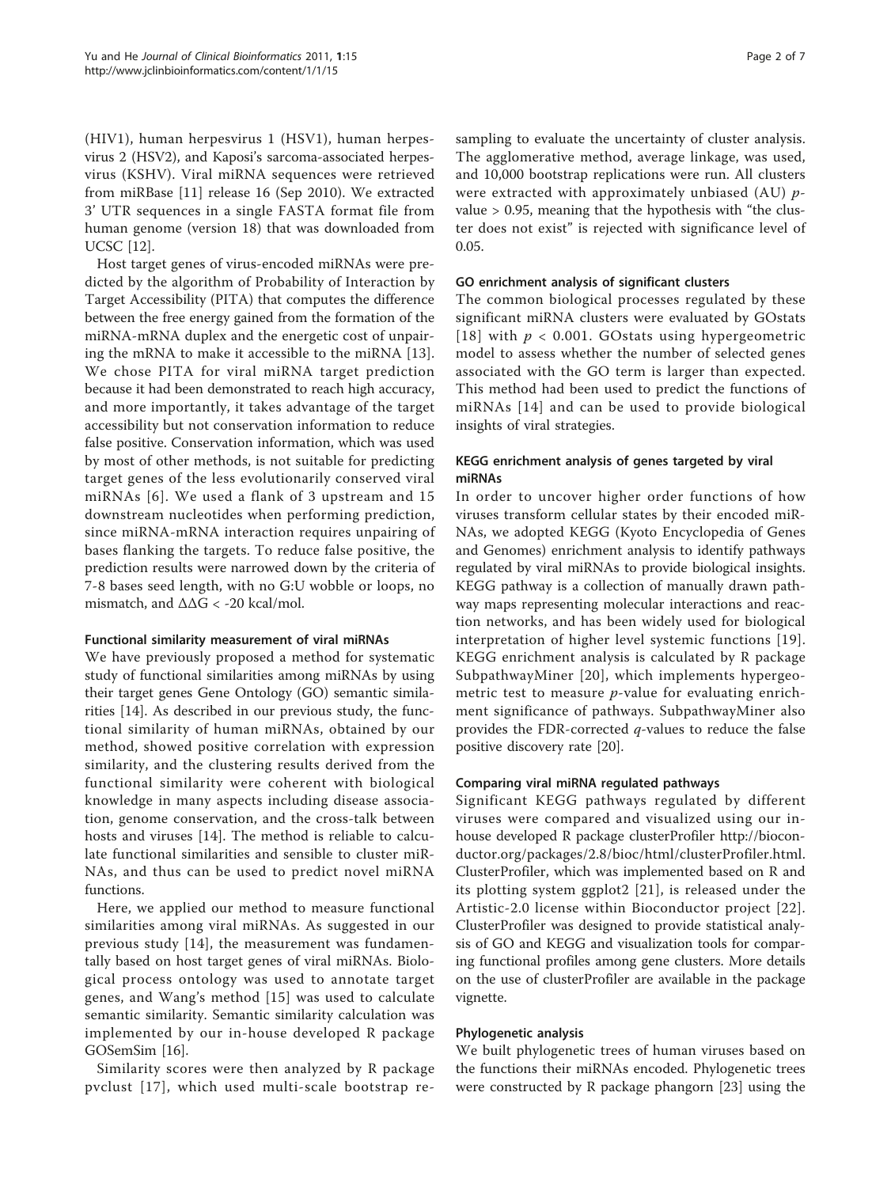(HIV1), human herpesvirus 1 (HSV1), human herpesvirus 2 (HSV2), and Kaposi's sarcoma-associated herpesvirus (KSHV). Viral miRNA sequences were retrieved from miRBase [11] release 16 (Sep 2010). We extracted 3' UTR sequences in a single FASTA format file from human genome (version 18) that was downloaded from UCSC [12].

Host target genes of virus-encoded miRNAs were predicted by the algorithm of Probability of Interaction by Target Accessibility (PITA) that computes the difference between the free energy gained from the formation of the miRNA-mRNA duplex and the energetic cost of unpairing the mRNA to make it accessible to the miRNA [13]. We chose PITA for viral miRNA target prediction because it had been demonstrated to reach high accuracy, and more importantly, it takes advantage of the target accessibility but not conservation information to reduce false positive. Conservation information, which was used by most of other methods, is not suitable for predicting target genes of the less evolutionarily conserved viral miRNAs [6]. We used a flank of 3 upstream and 15 downstream nucleotides when performing prediction, since miRNA-mRNA interaction requires unpairing of bases flanking the targets. To reduce false positive, the prediction results were narrowed down by the criteria of 7-8 bases seed length, with no G:U wobble or loops, no mismatch, and $\Delta\Delta G < -20$ kcal/mol.

#### Functional similarity measurement of viral miRNAs

We have previously proposed a method for systematic study of functional similarities among miRNAs by using their target genes Gene Ontology (GO) semantic similarities [14]. As described in our previous study, the functional similarity of human miRNAs, obtained by our method, showed positive correlation with expression similarity, and the clustering results derived from the functional similarity were coherent with biological knowledge in many aspects including disease association, genome conservation, and the cross-talk between hosts and viruses [14]. The method is reliable to calculate functional similarities and sensible to cluster miRNAs, and thus can be used to predict novel miRNA functions.

Here, we applied our method to measure functional similarities among viral miRNAs. As suggested in our previous study [14], the measurement was fundamentally based on host target genes of viral miRNAs. Biological process ontology was used to annotate target genes, and Wang's method [15] was used to calculate semantic similarity. Semantic similarity calculation was implemented by our in-house developed R package GOSemSim [16].

Similarity scores were then analyzed by R package pvclust [17], which used multi-scale bootstrap resampling to evaluate the uncertainty of cluster analysis. The agglomerative method, average linkage, was used, and 10,000 bootstrap replications were run. All clusters were extracted with approximately unbiased (AU) $p$-value > 0.95, meaning that the hypothesis with "the cluster does not exist" is rejected with significance level of 0.05.

#### GO enrichment analysis of significant clusters

The common biological processes regulated by these significant miRNA clusters were evaluated by GOstats [18] with $p < 0.001$. GOstats using hypergeometric model to assess whether the number of selected genes associated with the GO term is larger than expected. This method had been used to predict the functions of miRNAs [14] and can be used to provide biological insights of viral strategies.

#### KEGG enrichment analysis of genes targeted by viral miRNAs

In order to uncover higher order functions of how viruses transform cellular states by their encoded miRNAs, we adopted KEGG (Kyoto Encyclopedia of Genes and Genomes) enrichment analysis to identify pathways regulated by viral miRNAs to provide biological insights. KEGG pathway is a collection of manually drawn pathway maps representing molecular interactions and reaction networks, and has been widely used for biological interpretation of higher level systemic functions [19]. KEGG enrichment analysis is calculated by R package SubpathwayMiner [20], which implements hypergeometric test to measure $p$-value for evaluating enrichment significance of pathways. SubpathwayMiner also provides the FDR-corrected $q$-values to reduce the false positive discovery rate [20].

#### Comparing viral miRNA regulated pathways

Significant KEGG pathways regulated by different viruses were compared and visualized using our in-house developed R package clusterProfiler http://bioconductor.org/packages/2.8/bioc/html/clusterProfiler.html. ClusterProfiler, which was implemented based on R and its plotting system ggplot2 [21], is released under the Artistic-2.0 license within Bioconductor project [22]. ClusterProfiler was designed to provide statistical analysis of GO and KEGG and visualization tools for comparing functional profiles among gene clusters. More details on the use of clusterProfiler are available in the package vignette.

#### Phylogenetic analysis

We built phylogenetic trees of human viruses based on the functions their miRNAs encoded. Phylogenetic trees were constructed by R package phangorn [23] using the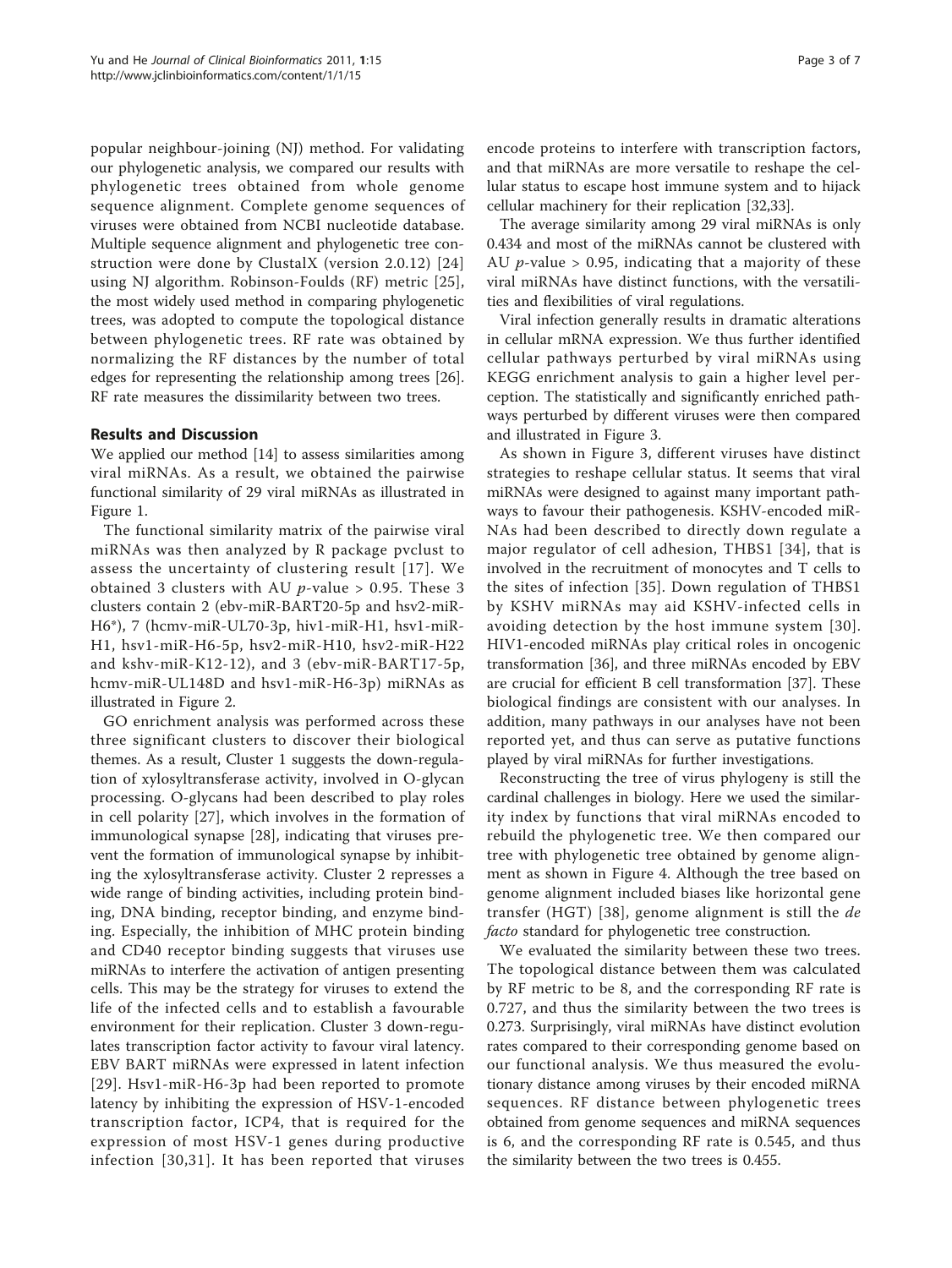popular neighbour-joining (NJ) method. For validating our phylogenetic analysis, we compared our results with phylogenetic trees obtained from whole genome sequence alignment. Complete genome sequences of viruses were obtained from NCBI nucleotide database. Multiple sequence alignment and phylogenetic tree construction were done by ClustalX (version 2.0.12) [24] using NJ algorithm. Robinson-Foulds (RF) metric [25], the most widely used method in comparing phylogenetic trees, was adopted to compute the topological distance between phylogenetic trees. RF rate was obtained by normalizing the RF distances by the number of total edges for representing the relationship among trees [26]. RF rate measures the dissimilarity between two trees.

## Results and Discussion

We applied our method [14] to assess similarities among viral miRNAs. As a result, we obtained the pairwise functional similarity of 29 viral miRNAs as illustrated in Figure 1.

The functional similarity matrix of the pairwise viral miRNAs was then analyzed by R package pvclust to assess the uncertainty of clustering result [17]. We obtained 3 clusters with AU $p$-value > 0.95. These 3 clusters contain 2 (ebv-miR-BART20-5p and hsv2-miR-H6*), 7 (hcmv-miR-UL70-3p, hiv1-miR-H1, hsv1-miR-H1, hsv1-miR-H6-5p, hsv2-miR-H10, hsv2-miR-H22 and kshv-miR-K12-12), and 3 (ebv-miR-BART17-5p, hcmv-miR-UL148D and hsv1-miR-H6-3p) miRNAs as illustrated in Figure 2.

GO enrichment analysis was performed across these three significant clusters to discover their biological themes. As a result, Cluster 1 suggests the down-regulation of xylosyltransferase activity, involved in O-glycan processing. O-glycans had been described to play roles in cell polarity [27], which involves in the formation of immunological synapse [28], indicating that viruses prevent the formation of immunological synapse by inhibiting the xylosyltransferase activity. Cluster 2 represses a wide range of binding activities, including protein binding, DNA binding, receptor binding, and enzyme binding. Especially, the inhibition of MHC protein binding and CD40 receptor binding suggests that viruses use miRNAs to interfere the activation of antigen presenting cells. This may be the strategy for viruses to extend the life of the infected cells and to establish a favourable environment for their replication. Cluster 3 down-regulates transcription factor activity to favour viral latency. EBV BART miRNAs were expressed in latent infection [29]. Hsv1-miR-H6-3p had been reported to promote latency by inhibiting the expression of HSV-1-encoded transcription factor, ICP4, that is required for the expression of most HSV-1 genes during productive infection [30,31]. It has been reported that viruses encode proteins to interfere with transcription factors, and that miRNAs are more versatile to reshape the cellular status to escape host immune system and to hijack cellular machinery for their replication [32,33].

The average similarity among 29 viral miRNAs is only 0.434 and most of the miRNAs cannot be clustered with AU $p$-value > 0.95, indicating that a majority of these viral miRNAs have distinct functions, with the versatilities and flexibilities of viral regulations.

Viral infection generally results in dramatic alterations in cellular mRNA expression. We thus further identified cellular pathways perturbed by viral miRNAs using KEGG enrichment analysis to gain a higher level perception. The statistically and significantly enriched pathways perturbed by different viruses were then compared and illustrated in Figure 3.

As shown in Figure 3, different viruses have distinct strategies to reshape cellular status. It seems that viral miRNAs were designed to against many important pathways to favour their pathogenesis. KSHV-encoded miRNAs had been described to directly down regulate a major regulator of cell adhesion, THBS1 [34], that is involved in the recruitment of monocytes and T cells to the sites of infection [35]. Down regulation of THBS1 by KSHV miRNAs may aid KSHV-infected cells in avoiding detection by the host immune system [30]. HIV1-encoded miRNAs play critical roles in oncogenic transformation [36], and three miRNAs encoded by EBV are crucial for efficient B cell transformation [37]. These biological findings are consistent with our analyses. In addition, many pathways in our analyses have not been reported yet, and thus can serve as putative functions played by viral miRNAs for further investigations.

Reconstructing the tree of virus phylogeny is still the cardinal challenges in biology. Here we used the similarity index by functions that viral miRNAs encoded to rebuild the phylogenetic tree. We then compared our tree with phylogenetic tree obtained by genome alignment as shown in Figure 4. Although the tree based on genome alignment included biases like horizontal gene transfer (HGT) [38], genome alignment is still the *de facto* standard for phylogenetic tree construction.

We evaluated the similarity between these two trees. The topological distance between them was calculated by RF metric to be 8, and the corresponding RF rate is 0.727, and thus the similarity between the two trees is 0.273. Surprisingly, viral miRNAs have distinct evolution rates compared to their corresponding genome based on our functional analysis. We thus measured the evolutionary distance among viruses by their encoded miRNA sequences. RF distance between phylogenetic trees obtained from genome sequences and miRNA sequences is 6, and the corresponding RF rate is 0.545, and thus the similarity between the two trees is 0.455.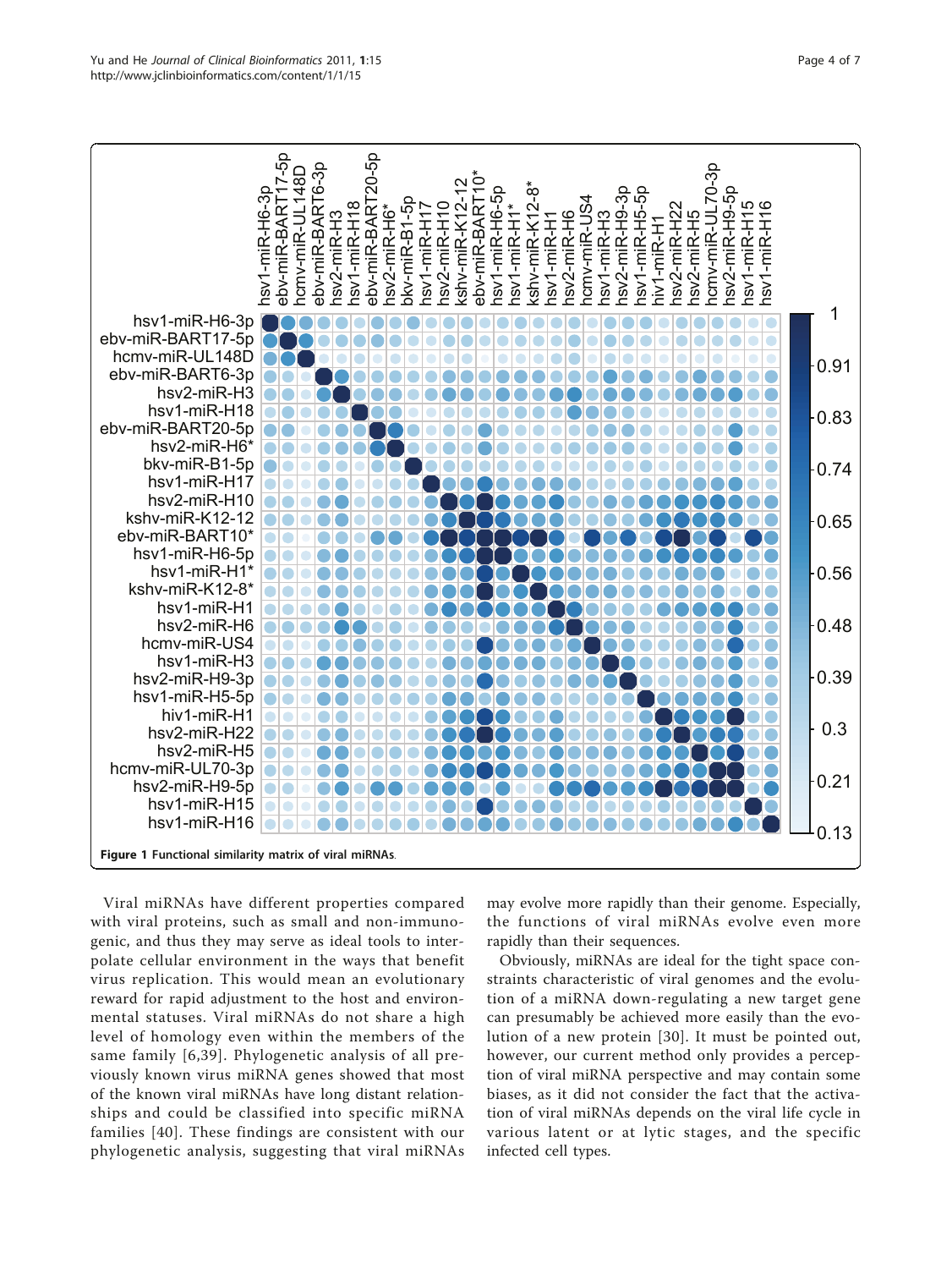Figure 1 Functional similarity matrix of viral miRNAs.

Viral miRNAs have different properties compared with viral proteins, such as small and non-immunogenic, and thus they may serve as ideal tools to interpolate cellular environment in the ways that benefit virus replication. This would mean an evolutionary reward for rapid adjustment to the host and environmental statuses. Viral miRNAs do not share a high level of homology even within the members of the same family [6,39]. Phylogenetic analysis of all previously known virus miRNA genes showed that most of the known viral miRNAs have long distant relationships and could be classified into specific miRNA families [40]. These findings are consistent with our phylogenetic analysis, suggesting that viral miRNAs may evolve more rapidly than their genome. Especially, the functions of viral miRNAs evolve even more rapidly than their sequences.

Obviously, miRNAs are ideal for the tight space constraints characteristic of viral genomes and the evolution of a miRNA down-regulating a new target gene can presumably be achieved more easily than the evolution of a new protein [30]. It must be pointed out, however, our current method only provides a perception of viral miRNA perspective and may contain some biases, as it did not consider the fact that the activation of viral miRNAs depends on the viral life cycle in various latent or at lytic stages, and the specific infected cell types.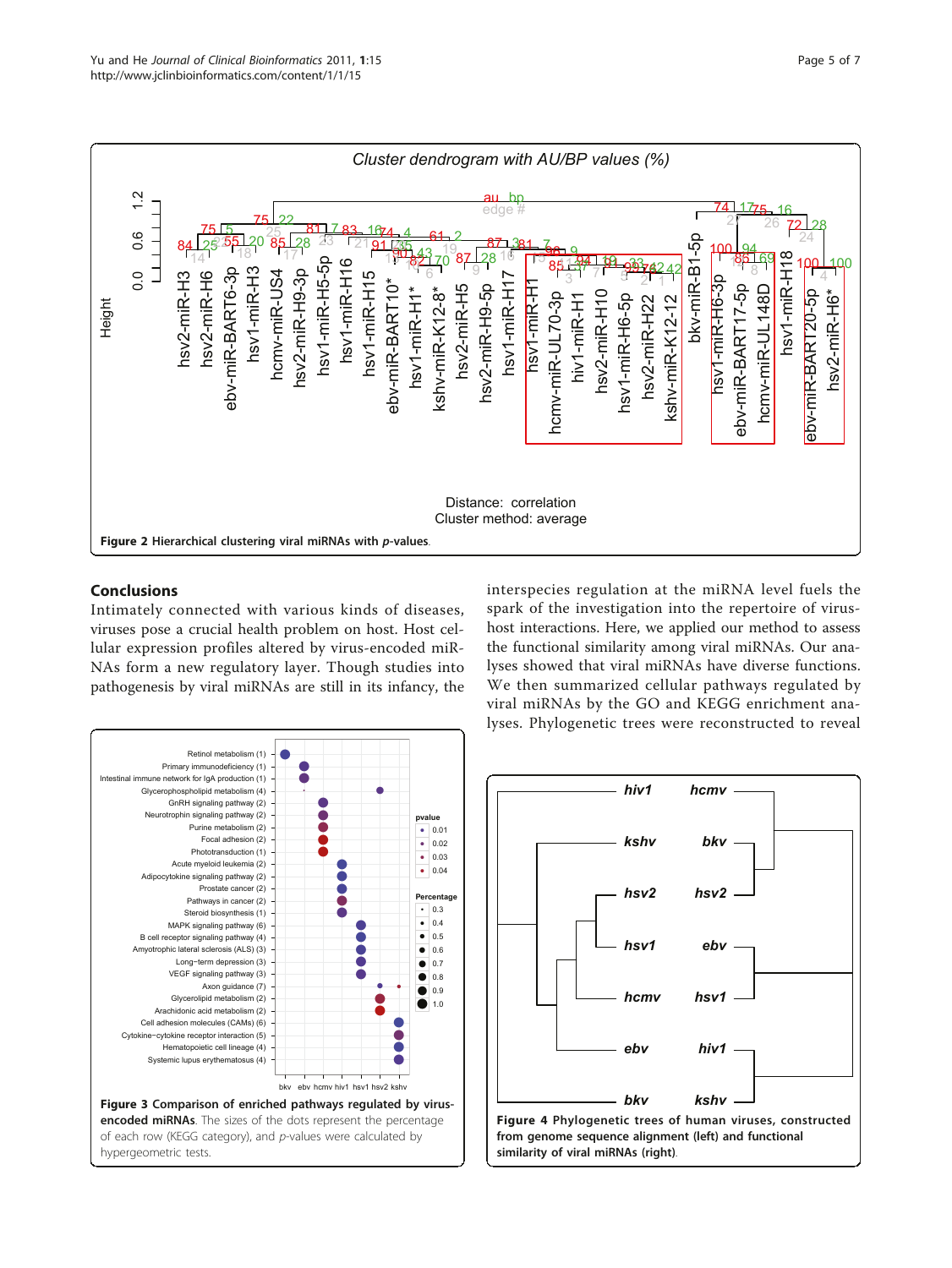Figure 2 Hierarchical clustering viral miRNAs with *p*-values.

## Conclusions

Intimately connected with various kinds of diseases, viruses pose a crucial health problem on host. Host cellular expression profiles altered by virus-encoded miRNAs form a new regulatory layer. Though studies into pathogenesis by viral miRNAs are still in its infancy, the interspecies regulation at the miRNA level fuels the spark of the investigation into the repertoire of virus-host interactions. Here, we applied our method to assess the functional similarity among viral miRNAs. Our analyses showed that viral miRNAs have diverse functions. We then summarized cellular pathways regulated by viral miRNAs by the GO and KEGG enrichment analyses. Phylogenetic trees were reconstructed to reveal

Figure 3 Comparison of enriched pathways regulated by virus-encoded miRNAs. The sizes of the dots represent the percentage of each row (KEGG category), and *p*-values were calculated by hypergeometric tests.

Figure 4 Phylogenetic trees of human viruses, constructed from genome sequence alignment (left) and functional similarity of viral miRNAs (right).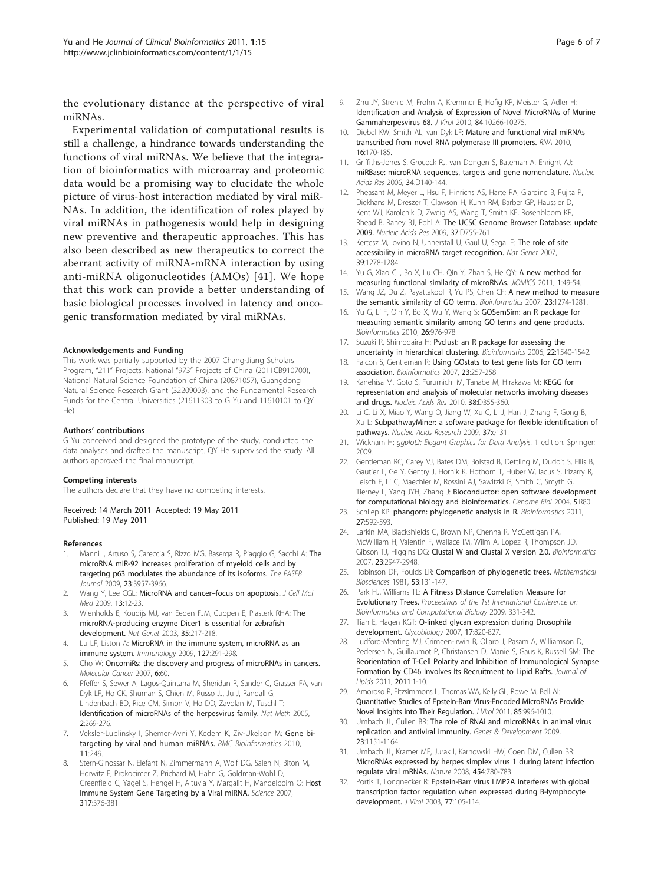the evolutionary distance at the perspective of viral miRNAs.

Experimental validation of computational results is still a challenge, a hindrance towards understanding the functions of viral miRNAs. We believe that the integration of bioinformatics with microarray and proteomic data would be a promising way to elucidate the whole picture of virus-host interaction mediated by viral miRNAs. In addition, the identification of roles played by viral miRNAs in pathogenesis would help in designing new preventive and therapeutic approaches. This has also been described as new therapeutics to correct the aberrant activity of miRNA-mRNA interaction by using anti-miRNA oligonucleotides (AMOs) [41]. We hope that this work can provide a better understanding of basic biological processes involved in latency and oncogenic transformation mediated by viral miRNAs.

#### Acknowledgements and Funding

This work was partially supported by the 2007 Chang-Jiang Scholars Program, "211" Projects, National "973" Projects of China (2011CB910700), National Natural Science Foundation of China (20871057), Guangdong Natural Science Research Grant (32209003), and the Fundamental Research Funds for the Central Universities (21611303 to G Yu and 11610101 to QY He).

#### Authors' contributions

G Yu conceived and designed the prototype of the study, conducted the data analyses and drafted the manuscript. QY He supervised the study. All authors approved the final manuscript.

#### Competing interests

The authors declare that they have no competing interests.

Received: 14 March 2011 Accepted: 19 May 2011
Published: 19 May 2011

#### References

1. Manni I, Artuso S, Careccia S, Rizzo MG, Baserga R, Piaggio G, Sacchi A: **The microRNA miR-92 increases proliferation of myeloid cells and by targeting p63 modulates the abundance of its isoforms.** *The FASEB Journal* 2009, **23**:3957-3966.
2. Wang Y, Lee CGL: **MicroRNA and cancer–focus on apoptosis.** *J Cell Mol Med* 2009, **13**:12-23.
3. Wienholds E, Koudijs MJ, van Eeden FJM, Cuppen E, Plasterk RHA: **The microRNA-producing enzyme Dicer1 is essential for zebrafish development.** *Nat Genet* 2003, **35**:217-218.
4. Lu LF, Liston A: **MicroRNA in the immune system, microRNA as an immune system.** *Immunology* 2009, **127**:291-298.
5. Cho W: **OncomiRs: the discovery and progress of microRNAs in cancers.** *Molecular Cancer* 2007, **6**:60.
6. Pfeffer S, Sewer A, Lagos-Quintana M, Sheridan R, Sander C, Grasser FA, van Dyk LF, Ho CK, Shuman S, Chien M, Russo JJ, Ju J, Randall G, Lindenbach BD, Rice CM, Simon V, Ho DD, Zavolan M, Tuschl T: **Identification of microRNAs of the herpesvirus family.** *Nat Meth* 2005, **2**:269-276.
7. Veksler-Lublinsky I, Shemer-Avni Y, Kedem K, Ziv-Ukelson M: **Gene bi-targeting by viral and human miRNAs.** *BMC Bioinformatics* 2010, **11**:249.
8. Stern-Ginossar N, Elefant N, Zimmermann A, Wolf DG, Saleh N, Biton M, Horwitz E, Prokocimer Z, Prichard M, Hahn G, Goldman-Wohl D, Greenfield C, Yagel S, Hengel H, Altuvia Y, Margalit H, Mandelboim O: **Host Immune System Gene Targeting by a Viral miRNA.** *Science* 2007, **317**:376-381.
9. Zhu JY, Strehle M, Frohn A, Kremmer E, Hofig KP, Meister G, Adler H: **Identification and Analysis of Expression of Novel MicroRNAs of Murine Gammaherpesvirus 68.** *J Virol* 2010, **84**:10266-10275.
10. Diebel KW, Smith AL, van Dyk LF: **Mature and functional viral miRNAs transcribed from novel RNA polymerase III promoters.** *RNA* 2010, **16**:170-185.
11. Griffiths-Jones S, Grocock RJ, van Dongen S, Bateman A, Enright AJ: **miRBase: microRNA sequences, targets and gene nomenclature.** *Nucleic Acids Res* 2006, **34**:D140-144.
12. Pheasant M, Meyer L, Hsu F, Hinrichs AS, Harte RA, Giardine B, Fujita P, Diekhans M, Dreszer T, Clawson H, Kuhn RM, Barber GP, Haussler D, Kent WJ, Karolchik D, Zweig AS, Wang T, Smith KE, Rosenbloom KR, Rhead B, Raney BJ, Pohl A: **The UCSC Genome Browser Database: update 2009.** *Nucleic Acids Res* 2009, **37**:D755-761.
13. Kertesz M, Iovino N, Unnerstall U, Gaul U, Segal E: **The role of site accessibility in microRNA target recognition.** *Nat Genet* 2007, **39**:1278-1284.
14. Yu G, Xiao CL, Bo X, Lu CH, Qin Y, Zhan S, He QY: **A new method for measuring functional similarity of microRNAs.** *JIOMICS* 2011, **1**:49-54.
15. Wang JZ, Du Z, Payattakool R, Yu PS, Chen CF: **A new method to measure the semantic similarity of GO terms.** *Bioinformatics* 2007, **23**:1274-1281.
16. Yu G, Li F, Qin Y, Bo X, Wu Y, Wang S: **GOSemSim: an R package for measuring semantic similarity among GO terms and gene products.** *Bioinformatics* 2010, **26**:976-978.
17. Suzuki R, Shimodaira H: **Pvclust: an R package for assessing the uncertainty in hierarchical clustering.** *Bioinformatics* 2006, **22**:1540-1542.
18. Falcon S, Gentleman R: **Using GOstats to test gene lists for GO term association.** *Bioinformatics* 2007, **23**:257-258.
19. Kanehisa M, Goto S, Furumichi M, Tanabe M, Hirakawa M: **KEGG for representation and analysis of molecular networks involving diseases and drugs.** *Nucleic Acids Res* 2010, **38**:D355-360.
20. Li C, Li X, Miao Y, Wang Q, Jiang W, Xu C, Li J, Han J, Zhang F, Gong B, Xu L: **SubpathwayMiner: a software package for flexible identification of pathways.** *Nucleic Acids Research* 2009, **37**:e131.
21. Wickham H: *ggplot2: Elegant Graphics for Data Analysis.* 1 edition. Springer; 2009.
22. Gentleman RC, Carey VJ, Bates DM, Bolstad B, Dettling M, Dudoit S, Ellis B, Gautier L, Ge Y, Gentry J, Hornik K, Hothorn T, Huber W, Iacus S, Irizarry R, Leisch F, Li C, Maechler M, Rossini AJ, Sawitzki G, Smith C, Smyth G, Tierney L, Yang JYH, Zhang J: **Bioconductor: open software development for computational biology and bioinformatics.** *Genome Biol* 2004, **5**:R80.
23. Schliep KP: **phangorn: phylogenetic analysis in R.** *Bioinformatics* 2011, **27**:592-593.
24. Larkin MA, Blackshields G, Brown NP, Chenna R, McGettigan PA, McWilliam H, Valentin F, Wallace IM, Wilm A, Lopez R, Thompson JD, Gibson TJ, Higgins DG: **Clustal W and Clustal X version 2.0.** *Bioinformatics* 2007, **23**:2947-2948.
25. Robinson DF, Foulds LR: **Comparison of phylogenetic trees.** *Mathematical Biosciences* 1981, **53**:131-147.
26. Park HJ, Williams TL: **A Fitness Distance Correlation Measure for Evolutionary Trees.** *Proceedings of the 1st International Conference on Bioinformatics and Computational Biology* 2009, 331-342.
27. Tian E, Hagen KGT: **O-linked glycan expression during Drosophila development.** *Glycobiology* 2007, **17**:820-827.
28. Ludford-Menting MJ, Crimeen-Irwin B, Oliaro J, Pasam A, Williamson D, Pedersen N, Guillaumot P, Christansen D, Manie S, Gaus K, Russell SM: **The Reorientation of T-Cell Polarity and Inhibition of Immunological Synapse Formation by CD46 Involves Its Recruitment to Lipid Rafts.** *Journal of Lipids* 2011, **2011**:1-10.
29. Amoroso R, Fitzsimmons L, Thomas WA, Kelly GL, Rowe M, Bell AI: **Quantitative Studies of Epstein-Barr Virus-Encoded MicroRNAs Provide Novel Insights into Their Regulation.** *J Virol* 2011, **85**:996-1010.
30. Umbach JL, Cullen BR: **The role of RNAi and microRNAs in animal virus replication and antiviral immunity.** *Genes & Development* 2009, **23**:1151-1164.
31. Umbach JL, Kramer MF, Jurak I, Karnowski HW, Coen DM, Cullen BR: **MicroRNAs expressed by herpes simplex virus 1 during latent infection regulate viral mRNAs.** *Nature* 2008, **454**:780-783.
32. Portis T, Longnecker R: **Epstein-Barr virus LMP2A interferes with global transcription factor regulation when expressed during B-lymphocyte development.** *J Virol* 2003, **77**:105-114.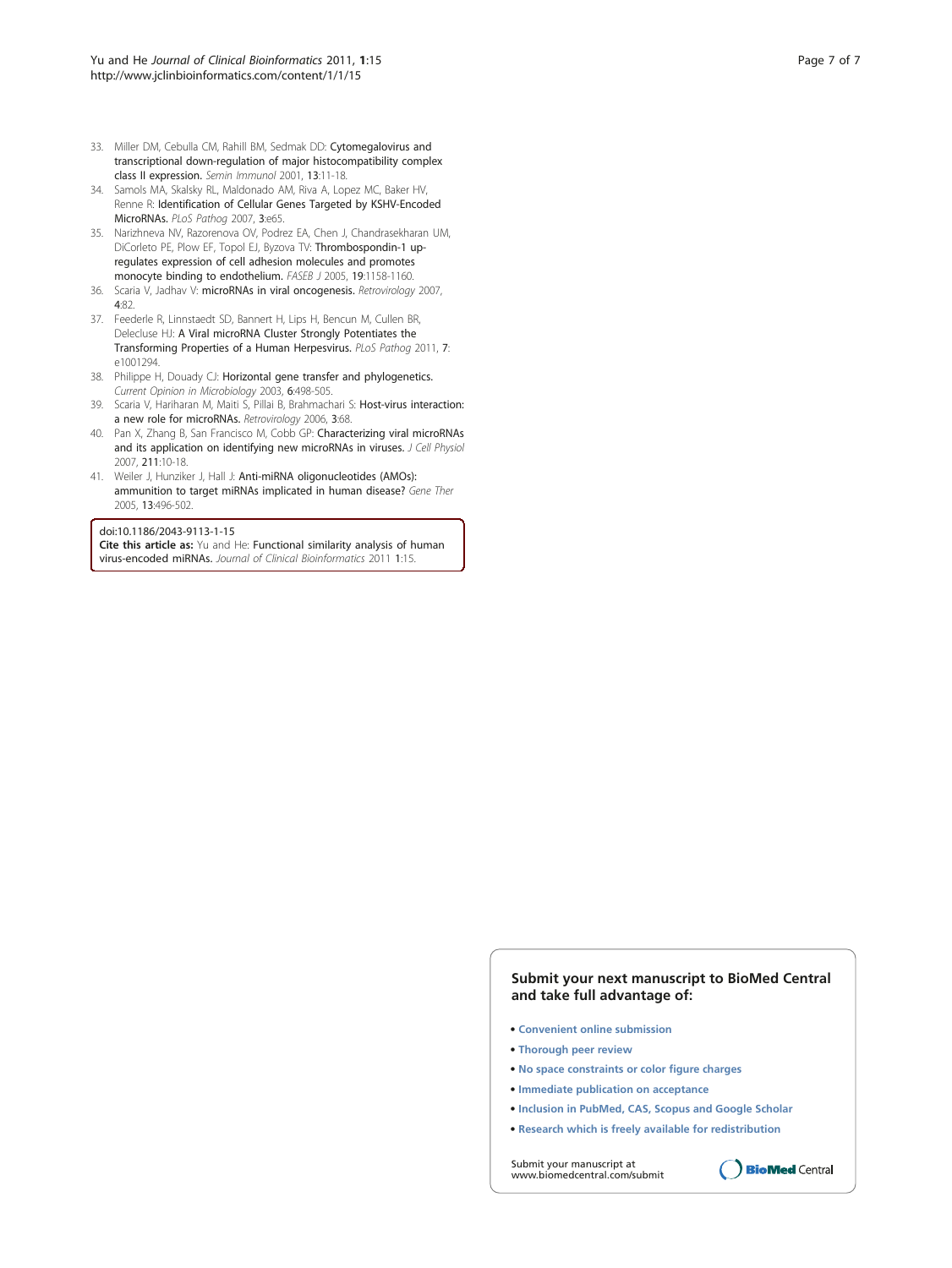33. Miller DM, Cebulla CM, Rahill BM, Sedmak DD: **Cytomegalovirus and transcriptional down-regulation of major histocompatibility complex class II expression.** *Semin Immunol* 2001, **13**:11-18.
34. Samols MA, Skalsky RL, Maldonado AM, Riva A, Lopez MC, Baker HV, Renne R: **Identification of Cellular Genes Targeted by KSHV-Encoded MicroRNAs.** *PLoS Pathog* 2007, **3**:e65.
35. Narizhneva NV, Razorenova OV, Podrez EA, Chen J, Chandrasekharan UM, DiCorleto PE, Plow EF, Topol EJ, Byzova TV: **Thrombospondin-1 up-regulates expression of cell adhesion molecules and promotes monocyte binding to endothelium.** *FASEB J* 2005, **19**:1158-1160.
36. Scaria V, Jadhav V: **microRNAs in viral oncogenesis.** *Retrovirology* 2007, **4**:82.
37. Feederle R, Linnstaedt SD, Bannert H, Lips H, Bencun M, Cullen BR, Delecluse HJ: **A Viral microRNA Cluster Strongly Potentiates the Transforming Properties of a Human Herpesvirus.** *PLoS Pathog* 2011, **7**: e1001294.
38. Philippe H, Douady CJ: **Horizontal gene transfer and phylogenetics.** *Current Opinion in Microbiology* 2003, **6**:498-505.
39. Scaria V, Hariharan M, Maiti S, Pillai B, Brahmachari S: **Host-virus interaction: a new role for microRNAs.** *Retrovirology* 2006, **3**:68.
40. Pan X, Zhang B, San Francisco M, Cobb GP: **Characterizing viral microRNAs and its application on identifying new microRNAs in viruses.** *J Cell Physiol* 2007, **211**:10-18.
41. Weiler J, Hunziker J, Hall J: **Anti-miRNA oligonucleotides (AMOs): ammunition to target miRNAs implicated in human disease?** *Gene Ther* 2005, **13**:496-502.

doi:10.1186/2043-9113-1-15
**Cite this article as:** Yu and He: Functional similarity analysis of human virus-encoded miRNAs. *Journal of Clinical Bioinformatics* 2011 **1**:15.

**Submit your next manuscript to BioMed Central and take full advantage of:**

- Convenient online submission
- Thorough peer review
- No space constraints or color figure charges
- Immediate publication on acceptance
- Inclusion in PubMed, CAS, Scopus and Google Scholar
- Research which is freely available for redistribution

Submit your manuscript at
www.biomedcentral.com/submit

BioMed Central